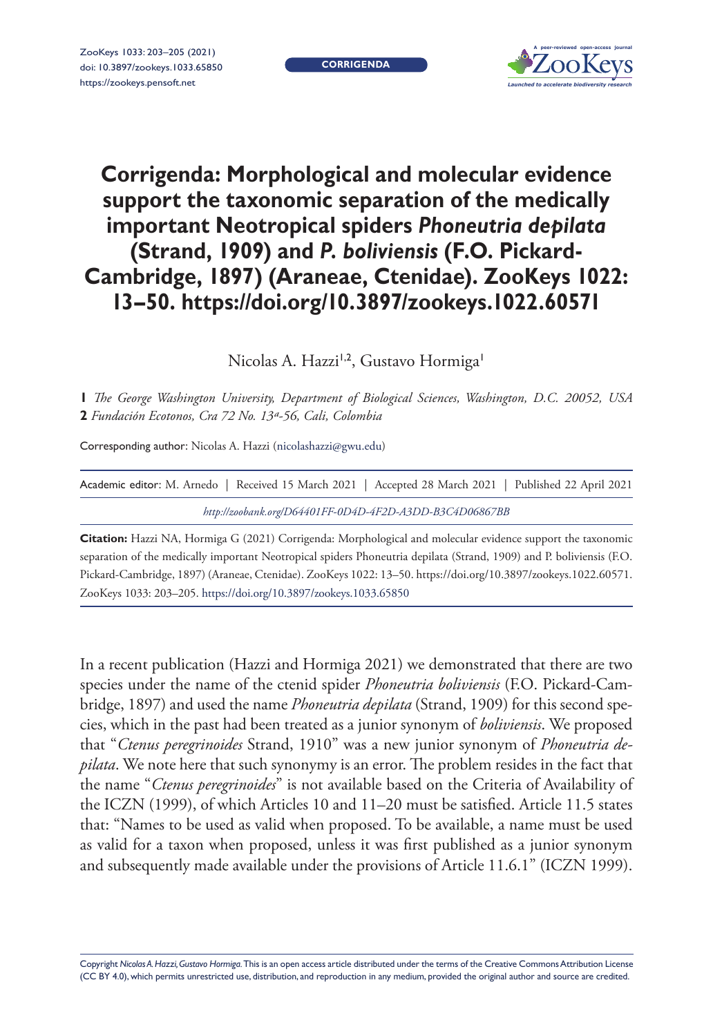# Corrigenda: Morphological and molecular evidence support the taxonomic separation of the medically important Neotropical spiders *Phoneutria depilata* (Strand, 1909) and *P. boliviensis* (F.O. Pickard-Cambridge, 1897) (Araneae, Ctenidae). ZooKeys 1022: 13–50. https://doi.org/10.3897/zookeys.1022.60571

Nicolas A. Hazzi[1,2], Gustavo Hormiga[1]

**1** *The George Washington University, Department of Biological Sciences, Washington, D.C. 20052, USA*
**2** *Fundación Ecotonos, Cra 72 No. 13ª-56, Cali, Colombia*

Corresponding author: Nicolas A. Hazzi (nicolashazzi@gwu.edu)

Academic editor: M. Arnedo | Received 15 March 2021 | Accepted 28 March 2021 | Published 22 April 2021

*http://zoobank.org/D64401FF-0D4D-4F2D-A3DD-B3C4D06867BB*

**Citation:** Hazzi NA, Hormiga G (2021) Corrigenda: Morphological and molecular evidence support the taxonomic separation of the medically important Neotropical spiders Phoneutria depilata (Strand, 1909) and P. boliviensis (F.O. Pickard-Cambridge, 1897) (Araneae, Ctenidae). ZooKeys 1022: 13–50. https://doi.org/10.3897/zookeys.1022.60571. ZooKeys 1033: 203–205. https://doi.org/10.3897/zookeys.1033.65850

In a recent publication (Hazzi and Hormiga 2021) we demonstrated that there are two species under the name of the ctenid spider *Phoneutria boliviensis* (F.O. Pickard-Cambridge, 1897) and used the name *Phoneutria depilata* (Strand, 1909) for this second species, which in the past had been treated as a junior synonym of *boliviensis*. We proposed that "*Ctenus peregrinoides* Strand, 1910" was a new junior synonym of *Phoneutria depilata*. We note here that such synonymy is an error. The problem resides in the fact that the name "*Ctenus peregrinoides*" is not available based on the Criteria of Availability of the ICZN (1999), of which Articles 10 and 11–20 must be satisfied. Article 11.5 states that: "Names to be used as valid when proposed. To be available, a name must be used as valid for a taxon when proposed, unless it was first published as a junior synonym and subsequently made available under the provisions of Article 11.6.1" (ICZN 1999).

Copyright *Nicolas A. Hazzi, Gustavo Hormiga.* This is an open access article distributed under the terms of the Creative Commons Attribution License (CC BY 4.0), which permits unrestricted use, distribution, and reproduction in any medium, provided the original author and source are credited.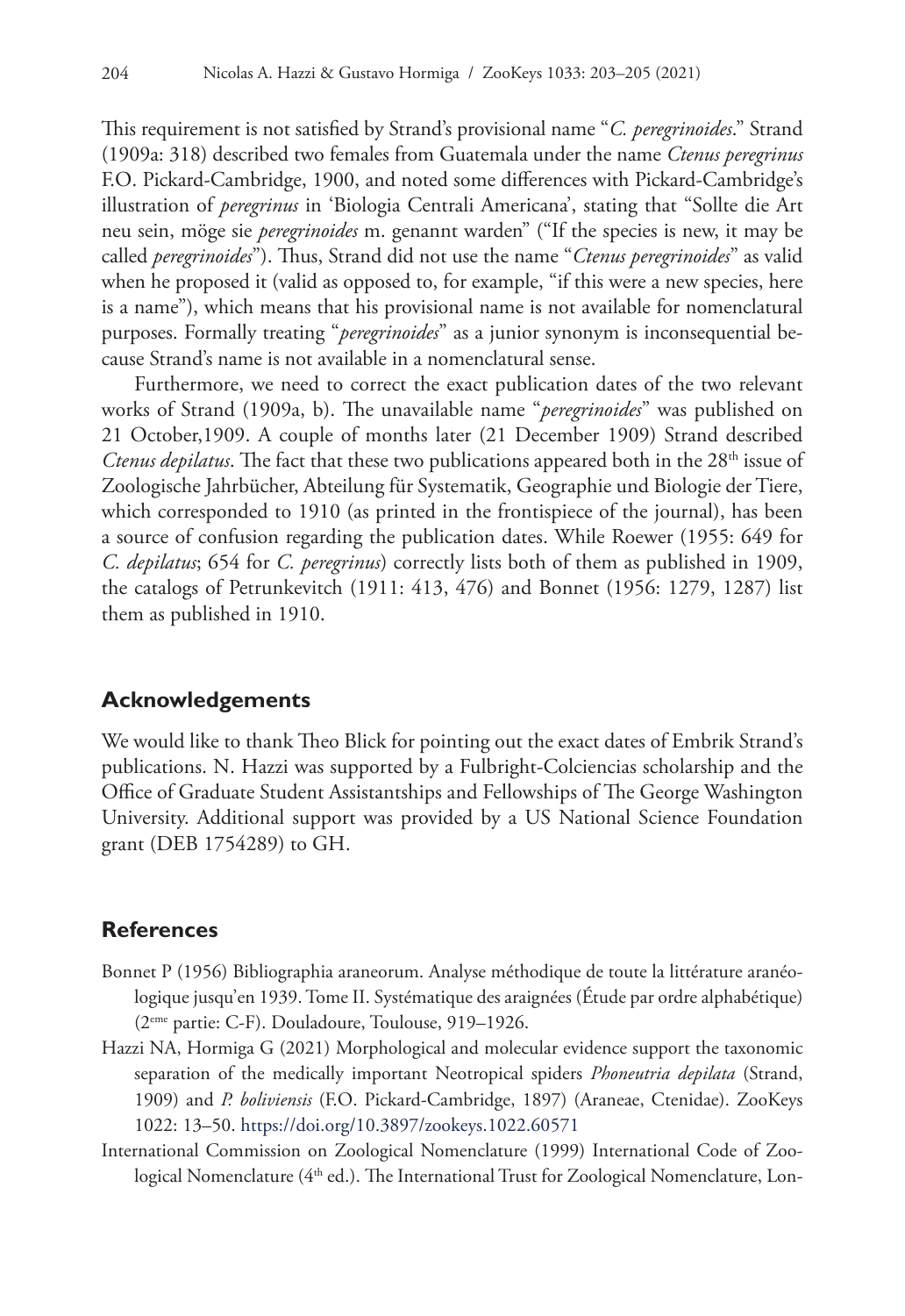This requirement is not satisfied by Strand's provisional name "*C. peregrinoides*." Strand (1909a: 318) described two females from Guatemala under the name *Ctenus peregrinus* F.O. Pickard-Cambridge, 1900, and noted some differences with Pickard-Cambridge's illustration of *peregrinus* in 'Biologia Centrali Americana', stating that "Sollte die Art neu sein, möge sie *peregrinoides* m. genannt warden" ("If the species is new, it may be called *peregrinoides*"). Thus, Strand did not use the name "*Ctenus peregrinoides*" as valid when he proposed it (valid as opposed to, for example, "if this were a new species, here is a name"), which means that his provisional name is not available for nomenclatural purposes. Formally treating "*peregrinoides*" as a junior synonym is inconsequential because Strand's name is not available in a nomenclatural sense.

Furthermore, we need to correct the exact publication dates of the two relevant works of Strand (1909a, b). The unavailable name "*peregrinoides*" was published on 21 October,1909. A couple of months later (21 December 1909) Strand described *Ctenus depilatus*. The fact that these two publications appeared both in the 28th issue of Zoologische Jahrbücher, Abteilung für Systematik, Geographie und Biologie der Tiere, which corresponded to 1910 (as printed in the frontispiece of the journal), has been a source of confusion regarding the publication dates. While Roewer (1955: 649 for *C. depilatus*; 654 for *C. peregrinus*) correctly lists both of them as published in 1909, the catalogs of Petrunkevitch (1911: 413, 476) and Bonnet (1956: 1279, 1287) list them as published in 1910.

## Acknowledgements

We would like to thank Theo Blick for pointing out the exact dates of Embrik Strand's publications. N. Hazzi was supported by a Fulbright-Colciencias scholarship and the Office of Graduate Student Assistantships and Fellowships of The George Washington University. Additional support was provided by a US National Science Foundation grant (DEB 1754289) to GH.

## References

Bonnet P (1956) Bibliographia araneorum. Analyse méthodique de toute la littérature aranéologique jusqu'en 1939. Tome II. Systématique des araignées (Étude par ordre alphabétique) (2ème partie: C-F). Douladoure, Toulouse, 919–1926.

Hazzi NA, Hormiga G (2021) Morphological and molecular evidence support the taxonomic separation of the medically important Neotropical spiders *Phoneutria depilata* (Strand, 1909) and *P. boliviensis* (F.O. Pickard-Cambridge, 1897) (Araneae, Ctenidae). ZooKeys 1022: 13–50. https://doi.org/10.3897/zookeys.1022.60571

International Commission on Zoological Nomenclature (1999) International Code of Zoological Nomenclature (4th ed.). The International Trust for Zoological Nomenclature, Lon-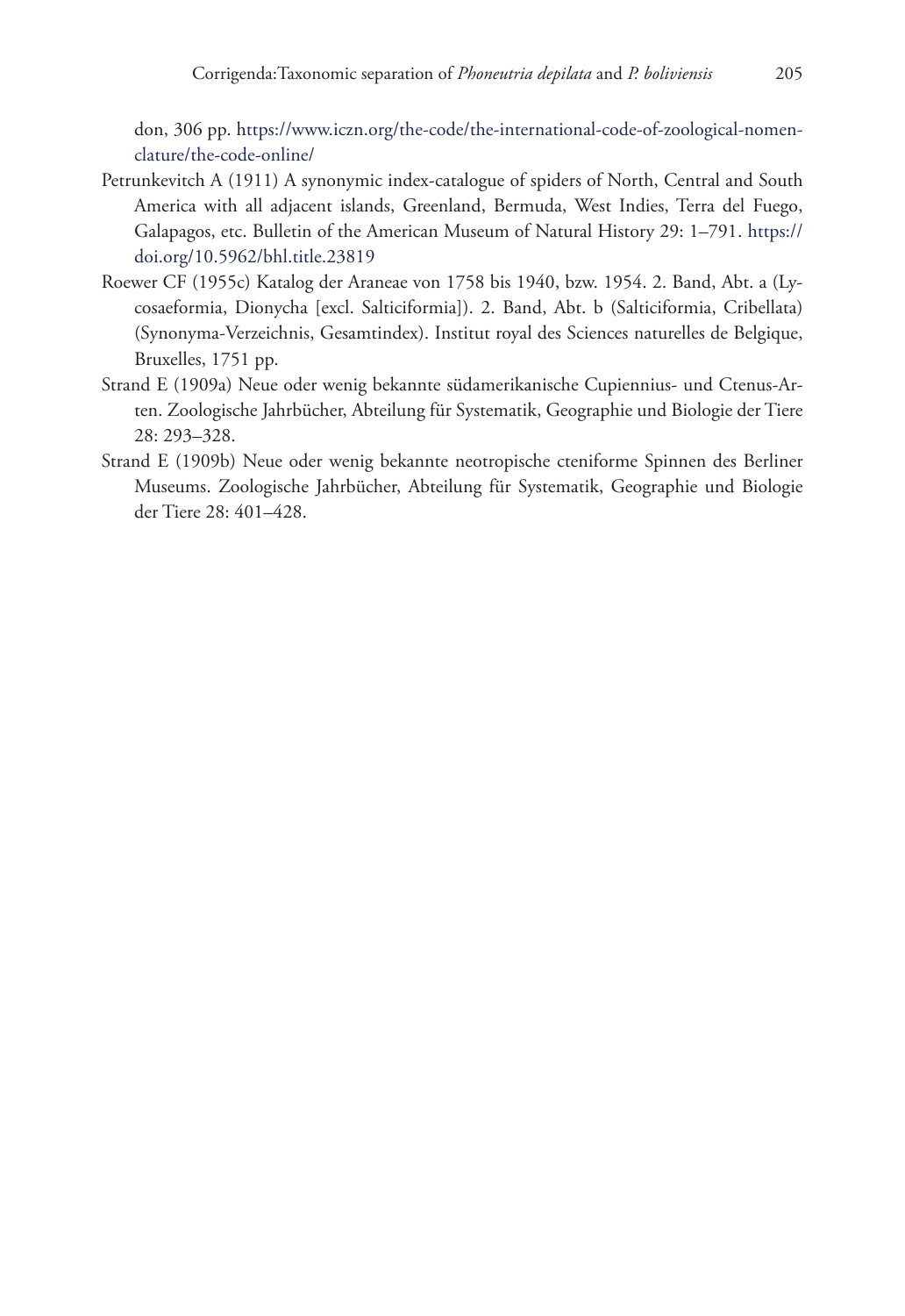don, 306 pp. https://www.iczn.org/the-code/the-international-code-of-zoological-nomenclature/the-code-online/

Petrunkevitch A (1911) A synonymic index-catalogue of spiders of North, Central and South America with all adjacent islands, Greenland, Bermuda, West Indies, Terra del Fuego, Galapagos, etc. Bulletin of the American Museum of Natural History 29: 1–791. https://doi.org/10.5962/bhl.title.23819

Roewer CF (1955c) Katalog der Araneae von 1758 bis 1940, bzw. 1954. 2. Band, Abt. a (Lycosaeformia, Dionycha [excl. Salticiformia]). 2. Band, Abt. b (Salticiformia, Cribellata) (Synonyma-Verzeichnis, Gesamtindex). Institut royal des Sciences naturelles de Belgique, Bruxelles, 1751 pp.

Strand E (1909a) Neue oder wenig bekannte südamerikanische Cupiennius- und Ctenus-Arten. Zoologische Jahrbücher, Abteilung für Systematik, Geographie und Biologie der Tiere 28: 293–328.

Strand E (1909b) Neue oder wenig bekannte neotropische cteniforme Spinnen des Berliner Museums. Zoologische Jahrbücher, Abteilung für Systematik, Geographie und Biologie der Tiere 28: 401–428.